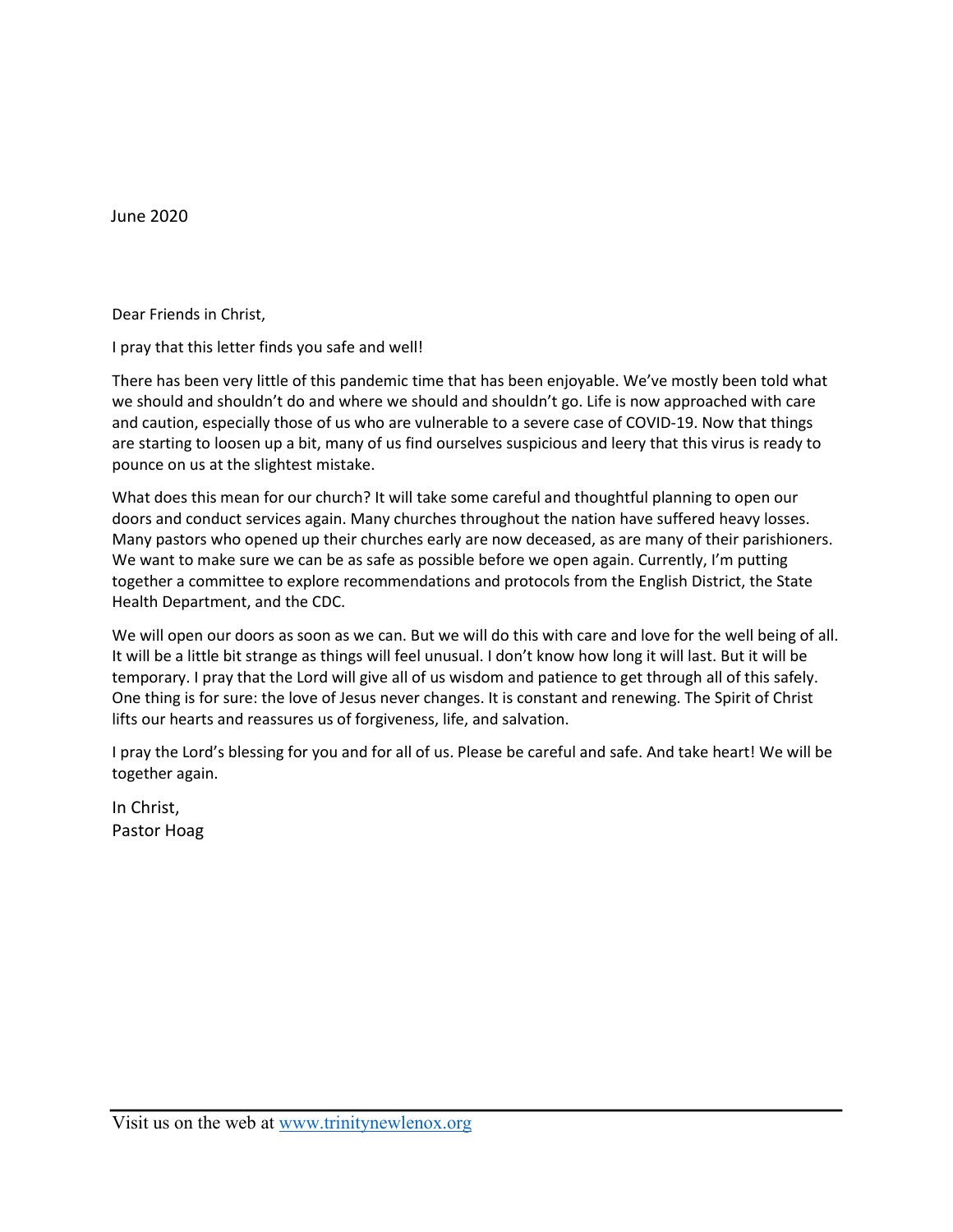June 2020

Dear Friends in Christ,

I pray that this letter finds you safe and well!

There has been very little of this pandemic time that has been enjoyable. We've mostly been told what we should and shouldn't do and where we should and shouldn't go. Life is now approached with care and caution, especially those of us who are vulnerable to a severe case of COVID-19. Now that things are starting to loosen up a bit, many of us find ourselves suspicious and leery that this virus is ready to pounce on us at the slightest mistake.

What does this mean for our church? It will take some careful and thoughtful planning to open our doors and conduct services again. Many churches throughout the nation have suffered heavy losses. Many pastors who opened up their churches early are now deceased, as are many of their parishioners. We want to make sure we can be as safe as possible before we open again. Currently, I'm putting together a committee to explore recommendations and protocols from the English District, the State Health Department, and the CDC.

We will open our doors as soon as we can. But we will do this with care and love for the well being of all. It will be a little bit strange as things will feel unusual. I don't know how long it will last. But it will be temporary. I pray that the Lord will give all of us wisdom and patience to get through all of this safely. One thing is for sure: the love of Jesus never changes. It is constant and renewing. The Spirit of Christ lifts our hearts and reassures us of forgiveness, life, and salvation.

I pray the Lord's blessing for you and for all of us. Please be careful and safe. And take heart! We will be together again.

In Christ,
Pastor Hoag

---

Visit us on the web at [www.trinitynewlenox.org](http://www.trinitynewlenox.org)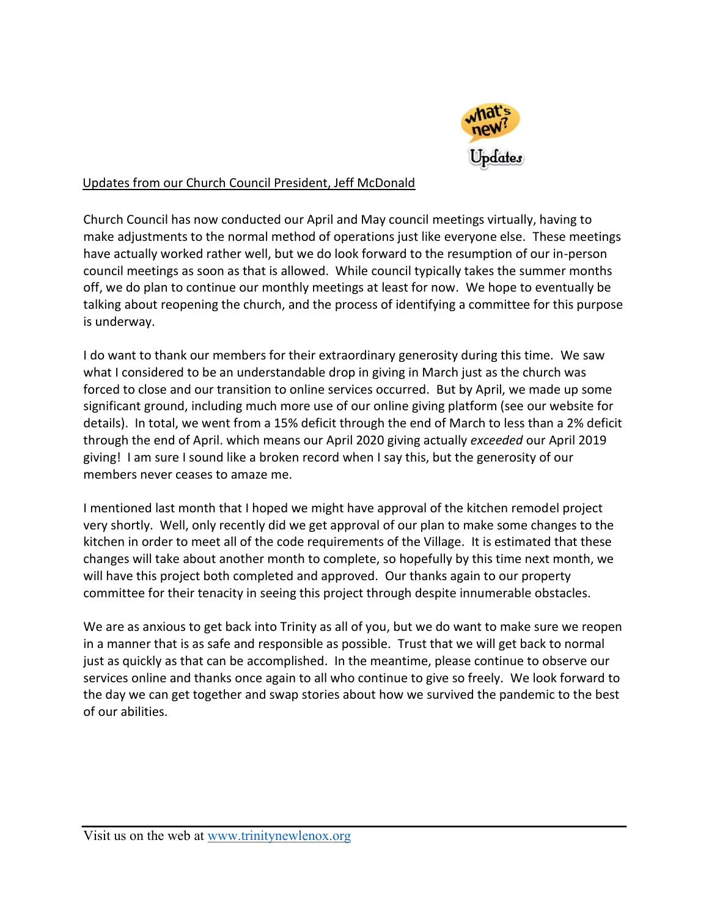## Updates from our Church Council President, Jeff McDonald

Church Council has now conducted our April and May council meetings virtually, having to make adjustments to the normal method of operations just like everyone else. These meetings have actually worked rather well, but we do look forward to the resumption of our in-person council meetings as soon as that is allowed. While council typically takes the summer months off, we do plan to continue our monthly meetings at least for now. We hope to eventually be talking about reopening the church, and the process of identifying a committee for this purpose is underway.

I do want to thank our members for their extraordinary generosity during this time. We saw what I considered to be an understandable drop in giving in March just as the church was forced to close and our transition to online services occurred. But by April, we made up some significant ground, including much more use of our online giving platform (see our website for details). In total, we went from a 15% deficit through the end of March to less than a 2% deficit through the end of April. which means our April 2020 giving actually *exceeded* our April 2019 giving! I am sure I sound like a broken record when I say this, but the generosity of our members never ceases to amaze me.

I mentioned last month that I hoped we might have approval of the kitchen remodel project very shortly. Well, only recently did we get approval of our plan to make some changes to the kitchen in order to meet all of the code requirements of the Village. It is estimated that these changes will take about another month to complete, so hopefully by this time next month, we will have this project both completed and approved. Our thanks again to our property committee for their tenacity in seeing this project through despite innumerable obstacles.

We are as anxious to get back into Trinity as all of you, but we do want to make sure we reopen in a manner that is as safe and responsible as possible. Trust that we will get back to normal just as quickly as that can be accomplished. In the meantime, please continue to observe our services online and thanks once again to all who continue to give so freely. We look forward to the day we can get together and swap stories about how we survived the pandemic to the best of our abilities.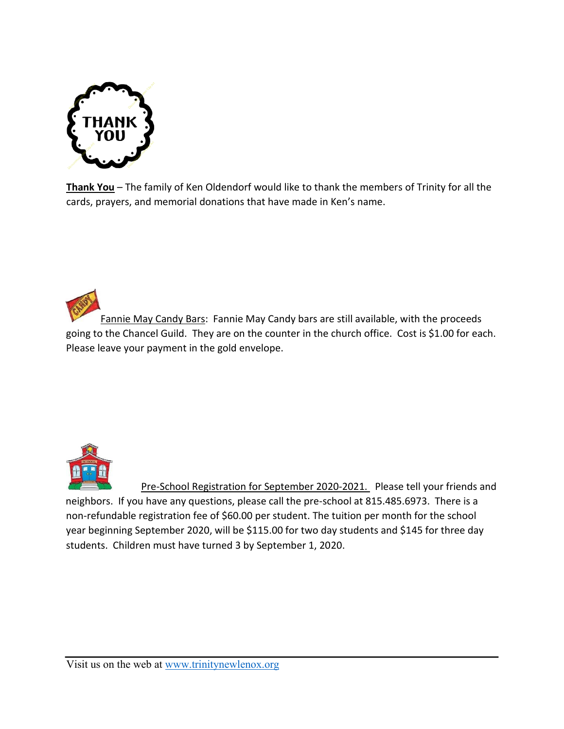**<u>Thank You</u>** – The family of Ken Oldendorf would like to thank the members of Trinity for all the cards, prayers, and memorial donations that have made in Ken's name.

<u>Fannie May Candy Bars</u>: Fannie May Candy bars are still available, with the proceeds going to the Chancel Guild. They are on the counter in the church office. Cost is $1.00 for each. Please leave your payment in the gold envelope.

<u>Pre-School Registration for September 2020-2021.</u> Please tell your friends and neighbors. If you have any questions, please call the pre-school at 815.485.6973. There is a non-refundable registration fee of $60.00 per student. The tuition per month for the school year beginning September 2020, will be $115.00 for two day students and $145 for three day students. Children must have turned 3 by September 1, 2020.

Visit us on the web at www.trinitynewlenox.org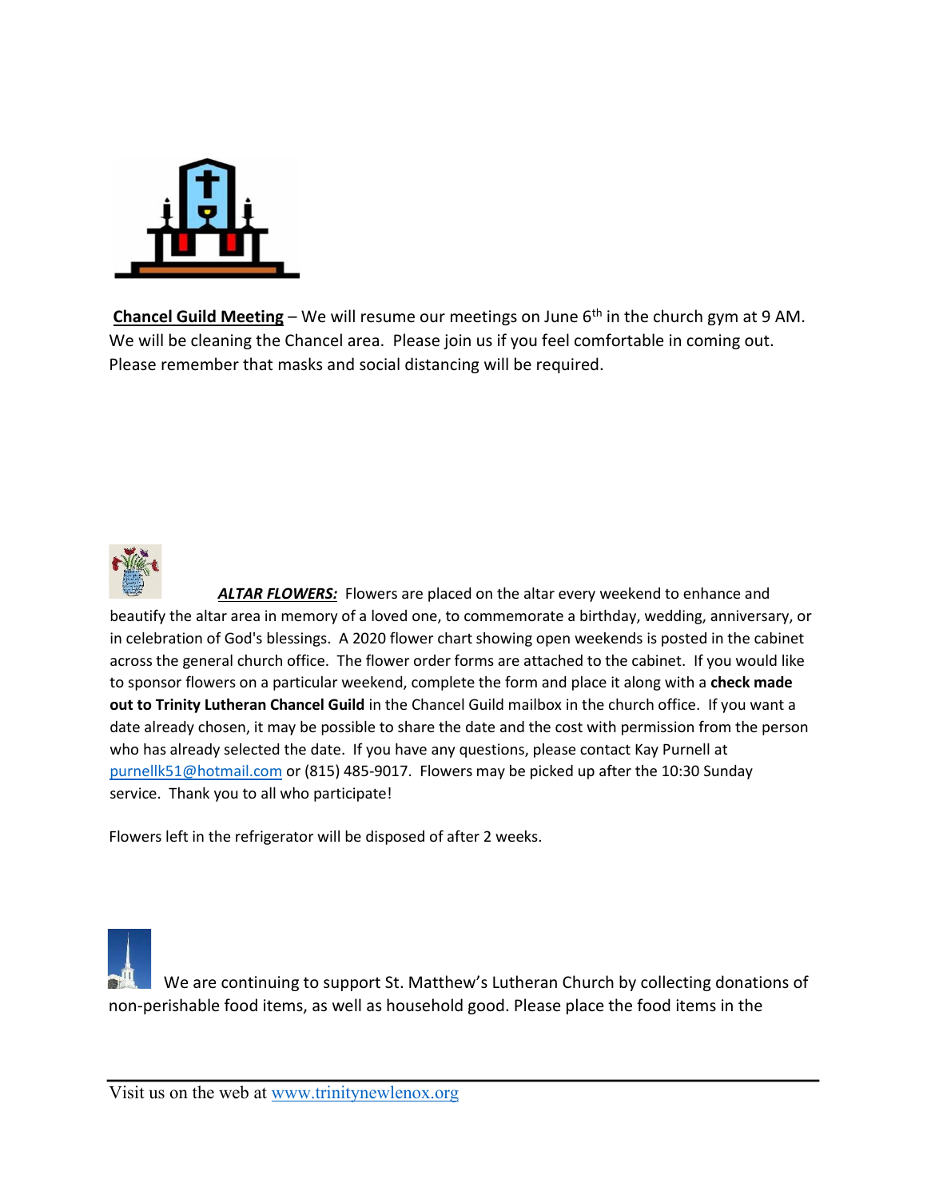**Chancel Guild Meeting** – We will resume our meetings on June 6th in the church gym at 9 AM. We will be cleaning the Chancel area. Please join us if you feel comfortable in coming out. Please remember that masks and social distancing will be required.

***ALTAR FLOWERS:*** Flowers are placed on the altar every weekend to enhance and beautify the altar area in memory of a loved one, to commemorate a birthday, wedding, anniversary, or in celebration of God's blessings. A 2020 flower chart showing open weekends is posted in the cabinet across the general church office. The flower order forms are attached to the cabinet. If you would like to sponsor flowers on a particular weekend, complete the form and place it along with a **check made out to Trinity Lutheran Chancel Guild** in the Chancel Guild mailbox in the church office. If you want a date already chosen, it may be possible to share the date and the cost with permission from the person who has already selected the date. If you have any questions, please contact Kay Purnell at purnellk51@hotmail.com or (815) 485-9017. Flowers may be picked up after the 10:30 Sunday service. Thank you to all who participate!

Flowers left in the refrigerator will be disposed of after 2 weeks.

We are continuing to support St. Matthew's Lutheran Church by collecting donations of non-perishable food items, as well as household good. Please place the food items in the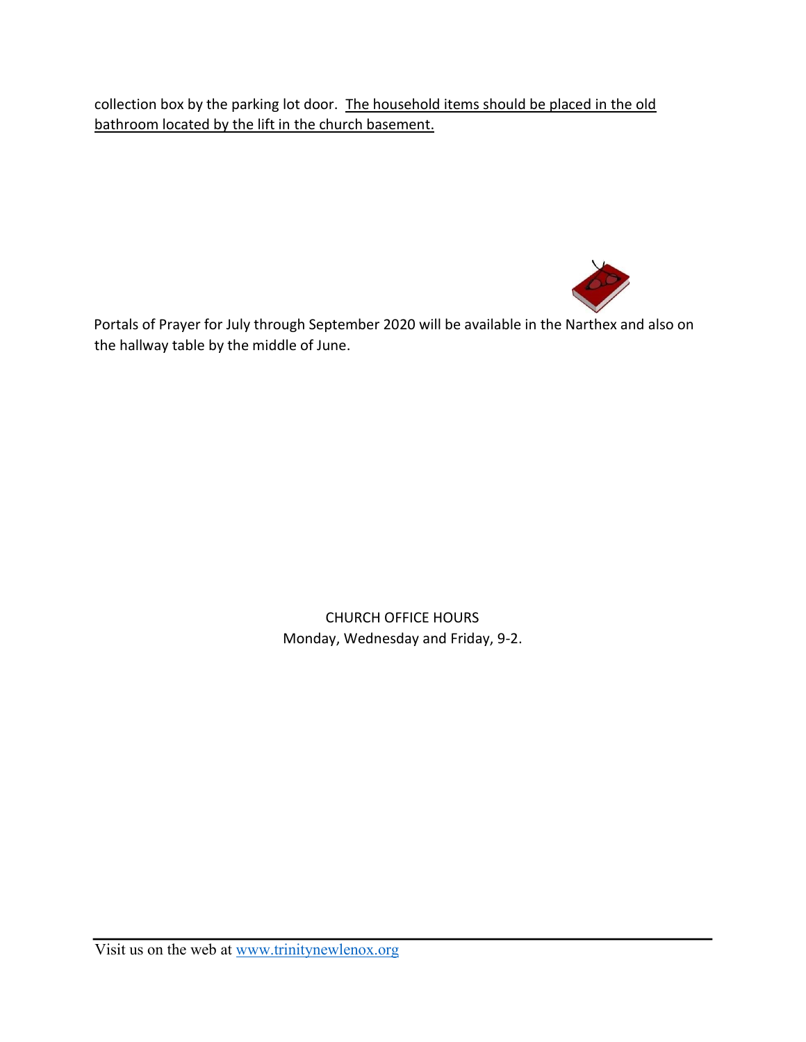collection box by the parking lot door. The household items should be placed in the old bathroom located by the lift in the church basement.

Portals of Prayer for July through September 2020 will be available in the Narthex and also on the hallway table by the middle of June.

CHURCH OFFICE HOURS

Monday, Wednesday and Friday, 9-2.

Visit us on the web at www.trinitynewlenox.org